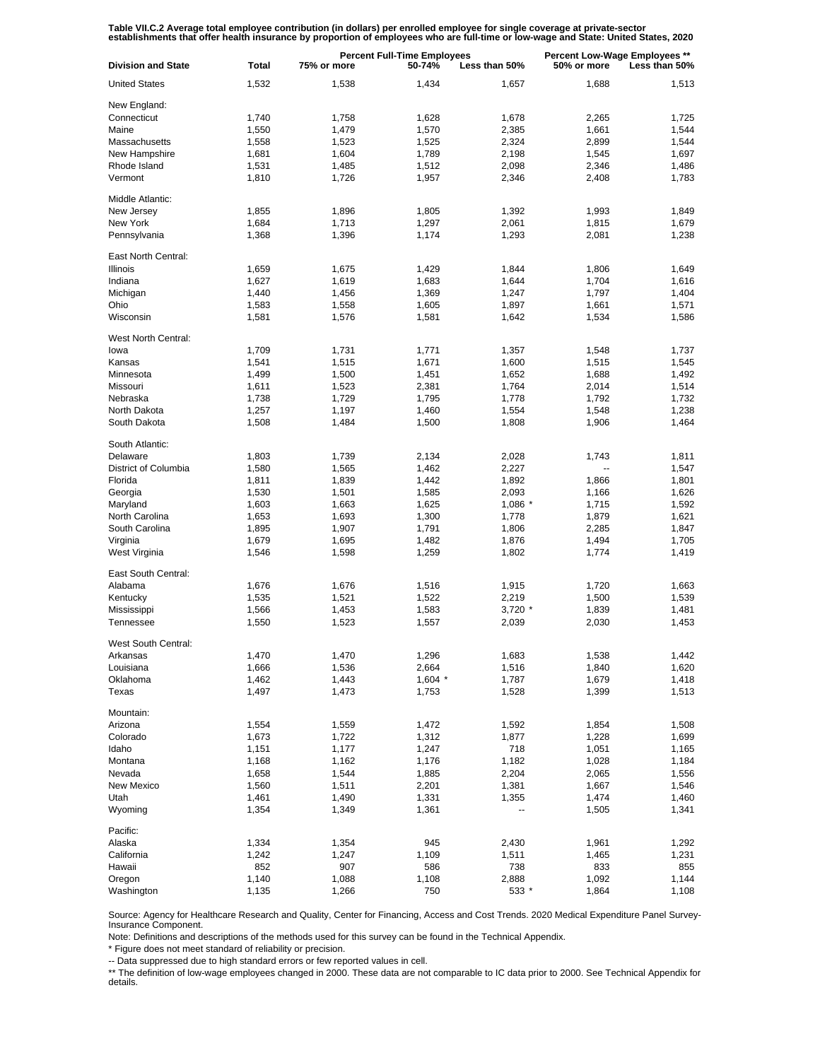**Table VII.C.2 Average total employee contribution (in dollars) per enrolled employee for single coverage at private-sector establishments that offer health insurance by proportion of employees who are full-time or low-wage and State: United States, 2020**

| Division and State | Total | Percent Full-Time Employees | | | Percent Low-Wage Employees ** | |
|---|---|---|---|---|---|---|
| | | 75% or more | 50-74% | Less than 50% | 50% or more | Less than 50% |
| United States | 1,532 | 1,538 | 1,434 | 1,657 | 1,688 | 1,513 |
| New England: | | | | | | |
| Connecticut | 1,740 | 1,758 | 1,628 | 1,678 | 2,265 | 1,725 |
| Maine | 1,550 | 1,479 | 1,570 | 2,385 | 1,661 | 1,544 |
| Massachusetts | 1,558 | 1,523 | 1,525 | 2,324 | 2,899 | 1,544 |
| New Hampshire | 1,681 | 1,604 | 1,789 | 2,198 | 1,545 | 1,697 |
| Rhode Island | 1,531 | 1,485 | 1,512 | 2,098 | 2,346 | 1,486 |
| Vermont | 1,810 | 1,726 | 1,957 | 2,346 | 2,408 | 1,783 |
| Middle Atlantic: | | | | | | |
| New Jersey | 1,855 | 1,896 | 1,805 | 1,392 | 1,993 | 1,849 |
| New York | 1,684 | 1,713 | 1,297 | 2,061 | 1,815 | 1,679 |
| Pennsylvania | 1,368 | 1,396 | 1,174 | 1,293 | 2,081 | 1,238 |
| East North Central: | | | | | | |
| Illinois | 1,659 | 1,675 | 1,429 | 1,844 | 1,806 | 1,649 |
| Indiana | 1,627 | 1,619 | 1,683 | 1,644 | 1,704 | 1,616 |
| Michigan | 1,440 | 1,456 | 1,369 | 1,247 | 1,797 | 1,404 |
| Ohio | 1,583 | 1,558 | 1,605 | 1,897 | 1,661 | 1,571 |
| Wisconsin | 1,581 | 1,576 | 1,581 | 1,642 | 1,534 | 1,586 |
| West North Central: | | | | | | |
| Iowa | 1,709 | 1,731 | 1,771 | 1,357 | 1,548 | 1,737 |
| Kansas | 1,541 | 1,515 | 1,671 | 1,600 | 1,515 | 1,545 |
| Minnesota | 1,499 | 1,500 | 1,451 | 1,652 | 1,688 | 1,492 |
| Missouri | 1,611 | 1,523 | 2,381 | 1,764 | 2,014 | 1,514 |
| Nebraska | 1,738 | 1,729 | 1,795 | 1,778 | 1,792 | 1,732 |
| North Dakota | 1,257 | 1,197 | 1,460 | 1,554 | 1,548 | 1,238 |
| South Dakota | 1,508 | 1,484 | 1,500 | 1,808 | 1,906 | 1,464 |
| South Atlantic: | | | | | | |
| Delaware | 1,803 | 1,739 | 2,134 | 2,028 | 1,743 | 1,811 |
| District of Columbia | 1,580 | 1,565 | 1,462 | 2,227 | -- | 1,547 |
| Florida | 1,811 | 1,839 | 1,442 | 1,892 | 1,866 | 1,801 |
| Georgia | 1,530 | 1,501 | 1,585 | 2,093 | 1,166 | 1,626 |
| Maryland | 1,603 | 1,663 | 1,625 | 1,086 * | 1,715 | 1,592 |
| North Carolina | 1,653 | 1,693 | 1,300 | 1,778 | 1,879 | 1,621 |
| South Carolina | 1,895 | 1,907 | 1,791 | 1,806 | 2,285 | 1,847 |
| Virginia | 1,679 | 1,695 | 1,482 | 1,876 | 1,494 | 1,705 |
| West Virginia | 1,546 | 1,598 | 1,259 | 1,802 | 1,774 | 1,419 |
| East South Central: | | | | | | |
| Alabama | 1,676 | 1,676 | 1,516 | 1,915 | 1,720 | 1,663 |
| Kentucky | 1,535 | 1,521 | 1,522 | 2,219 | 1,500 | 1,539 |
| Mississippi | 1,566 | 1,453 | 1,583 | 3,720 * | 1,839 | 1,481 |
| Tennessee | 1,550 | 1,523 | 1,557 | 2,039 | 2,030 | 1,453 |
| West South Central: | | | | | | |
| Arkansas | 1,470 | 1,470 | 1,296 | 1,683 | 1,538 | 1,442 |
| Louisiana | 1,666 | 1,536 | 2,664 | 1,516 | 1,840 | 1,620 |
| Oklahoma | 1,462 | 1,443 | 1,604 * | 1,787 | 1,679 | 1,418 |
| Texas | 1,497 | 1,473 | 1,753 | 1,528 | 1,399 | 1,513 |
| Mountain: | | | | | | |
| Arizona | 1,554 | 1,559 | 1,472 | 1,592 | 1,854 | 1,508 |
| Colorado | 1,673 | 1,722 | 1,312 | 1,877 | 1,228 | 1,699 |
| Idaho | 1,151 | 1,177 | 1,247 | 718 | 1,051 | 1,165 |
| Montana | 1,168 | 1,162 | 1,176 | 1,182 | 1,028 | 1,184 |
| Nevada | 1,658 | 1,544 | 1,885 | 2,204 | 2,065 | 1,556 |
| New Mexico | 1,560 | 1,511 | 2,201 | 1,381 | 1,667 | 1,546 |
| Utah | 1,461 | 1,490 | 1,331 | 1,355 | 1,474 | 1,460 |
| Wyoming | 1,354 | 1,349 | 1,361 | -- | 1,505 | 1,341 |
| Pacific: | | | | | | |
| Alaska | 1,334 | 1,354 | 945 | 2,430 | 1,961 | 1,292 |
| California | 1,242 | 1,247 | 1,109 | 1,511 | 1,465 | 1,231 |
| Hawaii | 852 | 907 | 586 | 738 | 833 | 855 |
| Oregon | 1,140 | 1,088 | 1,108 | 2,888 | 1,092 | 1,144 |
| Washington | 1,135 | 1,266 | 750 | 533 * | 1,864 | 1,108 |

Source: Agency for Healthcare Research and Quality, Center for Financing, Access and Cost Trends. 2020 Medical Expenditure Panel Survey-Insurance Component.

Note: Definitions and descriptions of the methods used for this survey can be found in the Technical Appendix.

* Figure does not meet standard of reliability or precision.

-- Data suppressed due to high standard errors or few reported values in cell.

** The definition of low-wage employees changed in 2000. These data are not comparable to IC data prior to 2000. See Technical Appendix for details.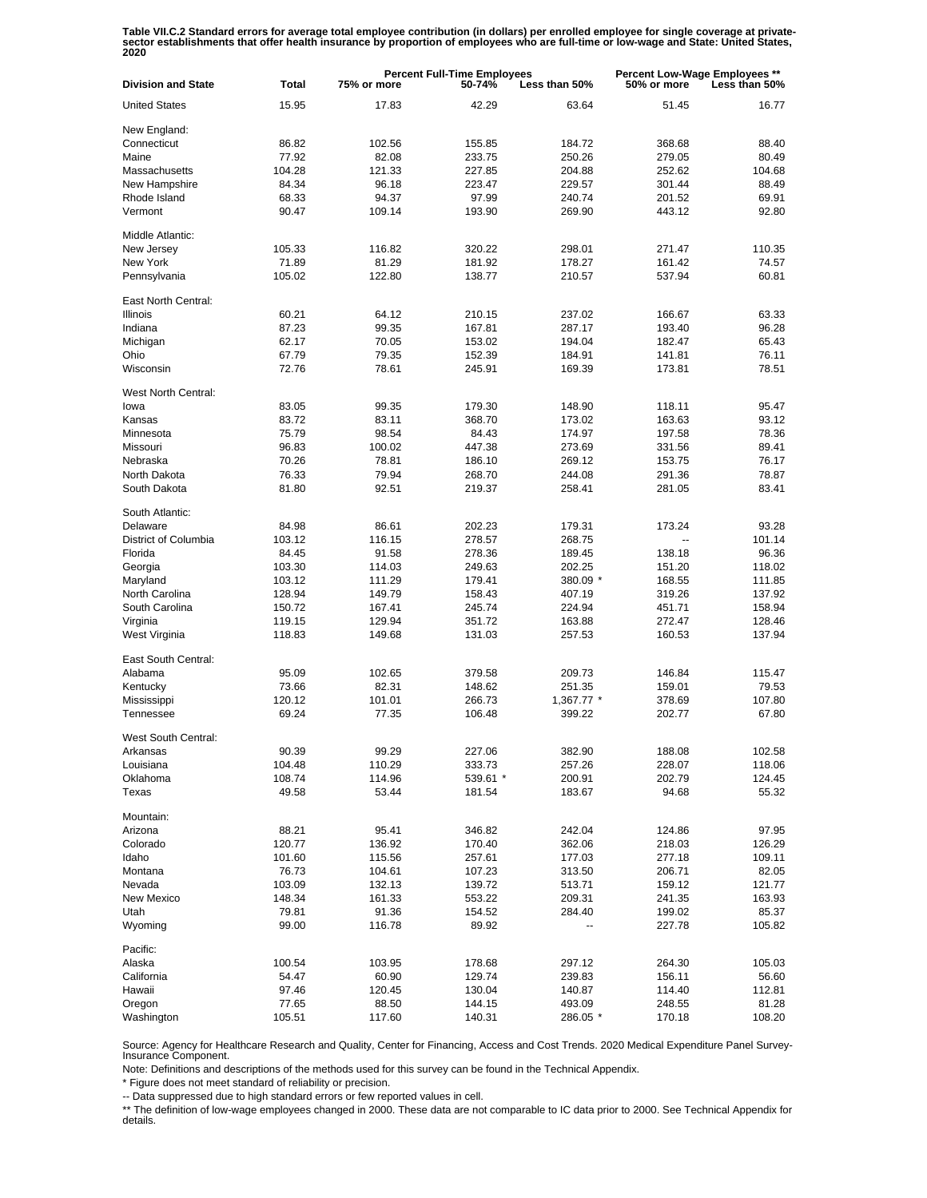**Table VII.C.2 Standard errors for average total employee contribution (in dollars) per enrolled employee for single coverage at private-sector establishments that offer health insurance by proportion of employees who are full-time or low-wage and State: United States, 2020**

| Division and State | Total | Percent Full-Time Employees | | | Percent Low-Wage Employees ** | |
|---|---|---|---|---|---|---|
| | | 75% or more | 50-74% | Less than 50% | 50% or more | Less than 50% |
| United States | 15.95 | 17.83 | 42.29 | 63.64 | 51.45 | 16.77 |
| New England: | | | | | | |
| Connecticut | 86.82 | 102.56 | 155.85 | 184.72 | 368.68 | 88.40 |
| Maine | 77.92 | 82.08 | 233.75 | 250.26 | 279.05 | 80.49 |
| Massachusetts | 104.28 | 121.33 | 227.85 | 204.88 | 252.62 | 104.68 |
| New Hampshire | 84.34 | 96.18 | 223.47 | 229.57 | 301.44 | 88.49 |
| Rhode Island | 68.33 | 94.37 | 97.99 | 240.74 | 201.52 | 69.91 |
| Vermont | 90.47 | 109.14 | 193.90 | 269.90 | 443.12 | 92.80 |
| Middle Atlantic: | | | | | | |
| New Jersey | 105.33 | 116.82 | 320.22 | 298.01 | 271.47 | 110.35 |
| New York | 71.89 | 81.29 | 181.92 | 178.27 | 161.42 | 74.57 |
| Pennsylvania | 105.02 | 122.80 | 138.77 | 210.57 | 537.94 | 60.81 |
| East North Central: | | | | | | |
| Illinois | 60.21 | 64.12 | 210.15 | 237.02 | 166.67 | 63.33 |
| Indiana | 87.23 | 99.35 | 167.81 | 287.17 | 193.40 | 96.28 |
| Michigan | 62.17 | 70.05 | 153.02 | 194.04 | 182.47 | 65.43 |
| Ohio | 67.79 | 79.35 | 152.39 | 184.91 | 141.81 | 76.11 |
| Wisconsin | 72.76 | 78.61 | 245.91 | 169.39 | 173.81 | 78.51 |
| West North Central: | | | | | | |
| Iowa | 83.05 | 99.35 | 179.30 | 148.90 | 118.11 | 95.47 |
| Kansas | 83.72 | 83.11 | 368.70 | 173.02 | 163.63 | 93.12 |
| Minnesota | 75.79 | 98.54 | 84.43 | 174.97 | 197.58 | 78.36 |
| Missouri | 96.83 | 100.02 | 447.38 | 273.69 | 331.56 | 89.41 |
| Nebraska | 70.26 | 78.81 | 186.10 | 269.12 | 153.75 | 76.17 |
| North Dakota | 76.33 | 79.94 | 268.70 | 244.08 | 291.36 | 78.87 |
| South Dakota | 81.80 | 92.51 | 219.37 | 258.41 | 281.05 | 83.41 |
| South Atlantic: | | | | | | |
| Delaware | 84.98 | 86.61 | 202.23 | 179.31 | 173.24 | 93.28 |
| District of Columbia | 103.12 | 116.15 | 278.57 | 268.75 | -- | 101.14 |
| Florida | 84.45 | 91.58 | 278.36 | 189.45 | 138.18 | 96.36 |
| Georgia | 103.30 | 114.03 | 249.63 | 202.25 | 151.20 | 118.02 |
| Maryland | 103.12 | 111.29 | 179.41 | 380.09 * | 168.55 | 111.85 |
| North Carolina | 128.94 | 149.79 | 158.43 | 407.19 | 319.26 | 137.92 |
| South Carolina | 150.72 | 167.41 | 245.74 | 224.94 | 451.71 | 158.94 |
| Virginia | 119.15 | 129.94 | 351.72 | 163.88 | 272.47 | 128.46 |
| West Virginia | 118.83 | 149.68 | 131.03 | 257.53 | 160.53 | 137.94 |
| East South Central: | | | | | | |
| Alabama | 95.09 | 102.65 | 379.58 | 209.73 | 146.84 | 115.47 |
| Kentucky | 73.66 | 82.31 | 148.62 | 251.35 | 159.01 | 79.53 |
| Mississippi | 120.12 | 101.01 | 266.73 | 1,367.77 * | 378.69 | 107.80 |
| Tennessee | 69.24 | 77.35 | 106.48 | 399.22 | 202.77 | 67.80 |
| West South Central: | | | | | | |
| Arkansas | 90.39 | 99.29 | 227.06 | 382.90 | 188.08 | 102.58 |
| Louisiana | 104.48 | 110.29 | 333.73 | 257.26 | 228.07 | 118.06 |
| Oklahoma | 108.74 | 114.96 | 539.61 * | 200.91 | 202.79 | 124.45 |
| Texas | 49.58 | 53.44 | 181.54 | 183.67 | 94.68 | 55.32 |
| Mountain: | | | | | | |
| Arizona | 88.21 | 95.41 | 346.82 | 242.04 | 124.86 | 97.95 |
| Colorado | 120.77 | 136.92 | 170.40 | 362.06 | 218.03 | 126.29 |
| Idaho | 101.60 | 115.56 | 257.61 | 177.03 | 277.18 | 109.11 |
| Montana | 76.73 | 104.61 | 107.23 | 313.50 | 206.71 | 82.05 |
| Nevada | 103.09 | 132.13 | 139.72 | 513.71 | 159.12 | 121.77 |
| New Mexico | 148.34 | 161.33 | 553.22 | 209.31 | 241.35 | 163.93 |
| Utah | 79.81 | 91.36 | 154.52 | 284.40 | 199.02 | 85.37 |
| Wyoming | 99.00 | 116.78 | 89.92 | -- | 227.78 | 105.82 |
| Pacific: | | | | | | |
| Alaska | 100.54 | 103.95 | 178.68 | 297.12 | 264.30 | 105.03 |
| California | 54.47 | 60.90 | 129.74 | 239.83 | 156.11 | 56.60 |
| Hawaii | 97.46 | 120.45 | 130.04 | 140.87 | 114.40 | 112.81 |
| Oregon | 77.65 | 88.50 | 144.15 | 493.09 | 248.55 | 81.28 |
| Washington | 105.51 | 117.60 | 140.31 | 286.05 * | 170.18 | 108.20 |

Source: Agency for Healthcare Research and Quality, Center for Financing, Access and Cost Trends. 2020 Medical Expenditure Panel Survey-Insurance Component.

Note: Definitions and descriptions of the methods used for this survey can be found in the Technical Appendix.

* Figure does not meet standard of reliability or precision.

-- Data suppressed due to high standard errors or few reported values in cell.

** The definition of low-wage employees changed in 2000. These data are not comparable to IC data prior to 2000. See Technical Appendix for details.